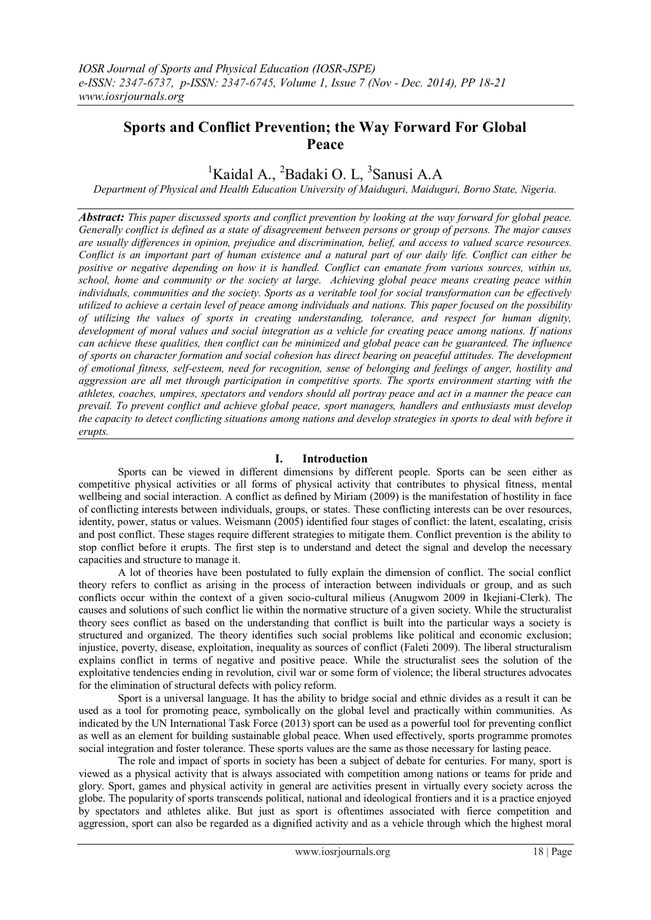# Sports and Conflict Prevention; the Way Forward For Global Peace

[1]Kaidal A., [2]Badaki O. L, [3]Sanusi A.A

*Department of Physical and Health Education University of Maiduguri, Maiduguri, Borno State, Nigeria.*

***Abstract:*** *This paper discussed sports and conflict prevention by looking at the way forward for global peace. Generally conflict is defined as a state of disagreement between persons or group of persons. The major causes are usually differences in opinion, prejudice and discrimination, belief, and access to valued scarce resources. Conflict is an important part of human existence and a natural part of our daily life. Conflict can either be positive or negative depending on how it is handled. Conflict can emanate from various sources, within us, school, home and community or the society at large. Achieving global peace means creating peace within individuals, communities and the society. Sports as a veritable tool for social transformation can be effectively utilized to achieve a certain level of peace among individuals and nations. This paper focused on the possibility of utilizing the values of sports in creating understanding, tolerance, and respect for human dignity, development of moral values and social integration as a vehicle for creating peace among nations. If nations can achieve these qualities, then conflict can be minimized and global peace can be guaranteed. The influence of sports on character formation and social cohesion has direct bearing on peaceful attitudes. The development of emotional fitness, self-esteem, need for recognition, sense of belonging and feelings of anger, hostility and aggression are all met through participation in competitive sports. The sports environment starting with the athletes, coaches, umpires, spectators and vendors should all portray peace and act in a manner the peace can prevail. To prevent conflict and achieve global peace, sport managers, handlers and enthusiasts must develop the capacity to detect conflicting situations among nations and develop strategies in sports to deal with before it erupts.*

## I. Introduction

Sports can be viewed in different dimensions by different people. Sports can be seen either as competitive physical activities or all forms of physical activity that contributes to physical fitness, mental wellbeing and social interaction. A conflict as defined by Miriam (2009) is the manifestation of hostility in face of conflicting interests between individuals, groups, or states. These conflicting interests can be over resources, identity, power, status or values. Weismann (2005) identified four stages of conflict: the latent, escalating, crisis and post conflict. These stages require different strategies to mitigate them. Conflict prevention is the ability to stop conflict before it erupts. The first step is to understand and detect the signal and develop the necessary capacities and structure to manage it.

A lot of theories have been postulated to fully explain the dimension of conflict. The social conflict theory refers to conflict as arising in the process of interaction between individuals or group, and as such conflicts occur within the context of a given socio-cultural milieus (Anugwom 2009 in Ikejiani-Clerk). The causes and solutions of such conflict lie within the normative structure of a given society. While the structuralist theory sees conflict as based on the understanding that conflict is built into the particular ways a society is structured and organized. The theory identifies such social problems like political and economic exclusion; injustice, poverty, disease, exploitation, inequality as sources of conflict (Faleti 2009). The liberal structuralism explains conflict in terms of negative and positive peace. While the structuralist sees the solution of the exploitative tendencies ending in revolution, civil war or some form of violence; the liberal structures advocates for the elimination of structural defects with policy reform.

Sport is a universal language. It has the ability to bridge social and ethnic divides as a result it can be used as a tool for promoting peace, symbolically on the global level and practically within communities. As indicated by the UN International Task Force (2013) sport can be used as a powerful tool for preventing conflict as well as an element for building sustainable global peace. When used effectively, sports programme promotes social integration and foster tolerance. These sports values are the same as those necessary for lasting peace.

The role and impact of sports in society has been a subject of debate for centuries. For many, sport is viewed as a physical activity that is always associated with competition among nations or teams for pride and glory. Sport, games and physical activity in general are activities present in virtually every society across the globe. The popularity of sports transcends political, national and ideological frontiers and it is a practice enjoyed by spectators and athletes alike. But just as sport is oftentimes associated with fierce competition and aggression, sport can also be regarded as a dignified activity and as a vehicle through which the highest moral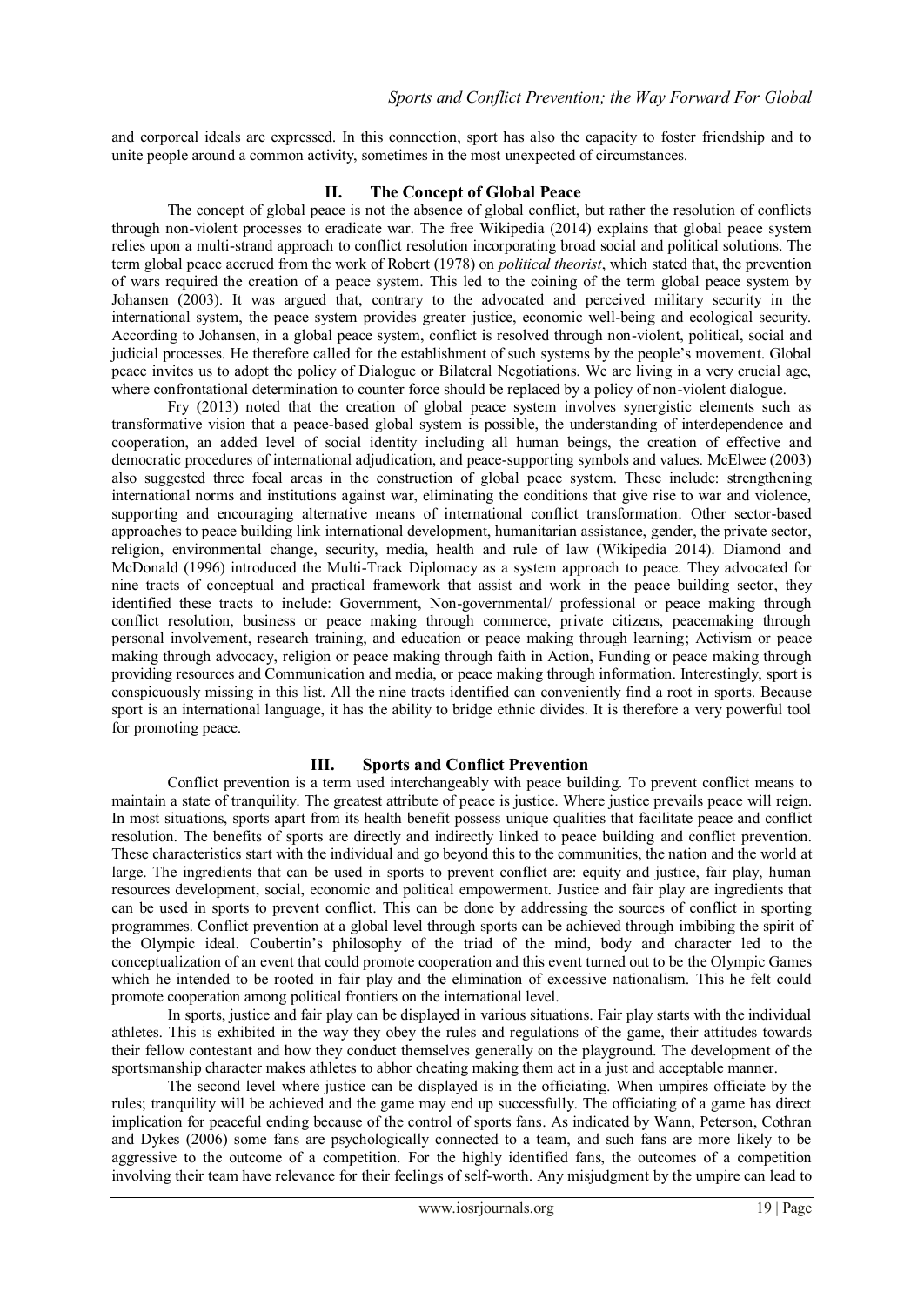and corporeal ideals are expressed. In this connection, sport has also the capacity to foster friendship and to unite people around a common activity, sometimes in the most unexpected of circumstances.

## II. The Concept of Global Peace

The concept of global peace is not the absence of global conflict, but rather the resolution of conflicts through non-violent processes to eradicate war. The free Wikipedia (2014) explains that global peace system relies upon a multi-strand approach to conflict resolution incorporating broad social and political solutions. The term global peace accrued from the work of Robert (1978) on *political theorist*, which stated that, the prevention of wars required the creation of a peace system. This led to the coining of the term global peace system by Johansen (2003). It was argued that, contrary to the advocated and perceived military security in the international system, the peace system provides greater justice, economic well-being and ecological security. According to Johansen, in a global peace system, conflict is resolved through non-violent, political, social and judicial processes. He therefore called for the establishment of such systems by the people's movement. Global peace invites us to adopt the policy of Dialogue or Bilateral Negotiations. We are living in a very crucial age, where confrontational determination to counter force should be replaced by a policy of non-violent dialogue.

Fry (2013) noted that the creation of global peace system involves synergistic elements such as transformative vision that a peace-based global system is possible, the understanding of interdependence and cooperation, an added level of social identity including all human beings, the creation of effective and democratic procedures of international adjudication, and peace-supporting symbols and values. McElwee (2003) also suggested three focal areas in the construction of global peace system. These include: strengthening international norms and institutions against war, eliminating the conditions that give rise to war and violence, supporting and encouraging alternative means of international conflict transformation. Other sector-based approaches to peace building link international development, humanitarian assistance, gender, the private sector, religion, environmental change, security, media, health and rule of law (Wikipedia 2014). Diamond and McDonald (1996) introduced the Multi-Track Diplomacy as a system approach to peace. They advocated for nine tracts of conceptual and practical framework that assist and work in the peace building sector, they identified these tracts to include: Government, Non-governmental/ professional or peace making through conflict resolution, business or peace making through commerce, private citizens, peacemaking through personal involvement, research training, and education or peace making through learning; Activism or peace making through advocacy, religion or peace making through faith in Action, Funding or peace making through providing resources and Communication and media, or peace making through information. Interestingly, sport is conspicuously missing in this list. All the nine tracts identified can conveniently find a root in sports. Because sport is an international language, it has the ability to bridge ethnic divides. It is therefore a very powerful tool for promoting peace.

## III. Sports and Conflict Prevention

Conflict prevention is a term used interchangeably with peace building. To prevent conflict means to maintain a state of tranquility. The greatest attribute of peace is justice. Where justice prevails peace will reign. In most situations, sports apart from its health benefit possess unique qualities that facilitate peace and conflict resolution. The benefits of sports are directly and indirectly linked to peace building and conflict prevention. These characteristics start with the individual and go beyond this to the communities, the nation and the world at large. The ingredients that can be used in sports to prevent conflict are: equity and justice, fair play, human resources development, social, economic and political empowerment. Justice and fair play are ingredients that can be used in sports to prevent conflict. This can be done by addressing the sources of conflict in sporting programmes. Conflict prevention at a global level through sports can be achieved through imbibing the spirit of the Olympic ideal. Coubertin's philosophy of the triad of the mind, body and character led to the conceptualization of an event that could promote cooperation and this event turned out to be the Olympic Games which he intended to be rooted in fair play and the elimination of excessive nationalism. This he felt could promote cooperation among political frontiers on the international level.

In sports, justice and fair play can be displayed in various situations. Fair play starts with the individual athletes. This is exhibited in the way they obey the rules and regulations of the game, their attitudes towards their fellow contestant and how they conduct themselves generally on the playground. The development of the sportsmanship character makes athletes to abhor cheating making them act in a just and acceptable manner.

The second level where justice can be displayed is in the officiating. When umpires officiate by the rules; tranquility will be achieved and the game may end up successfully. The officiating of a game has direct implication for peaceful ending because of the control of sports fans. As indicated by Wann, Peterson, Cothran and Dykes (2006) some fans are psychologically connected to a team, and such fans are more likely to be aggressive to the outcome of a competition. For the highly identified fans, the outcomes of a competition involving their team have relevance for their feelings of self-worth. Any misjudgment by the umpire can lead to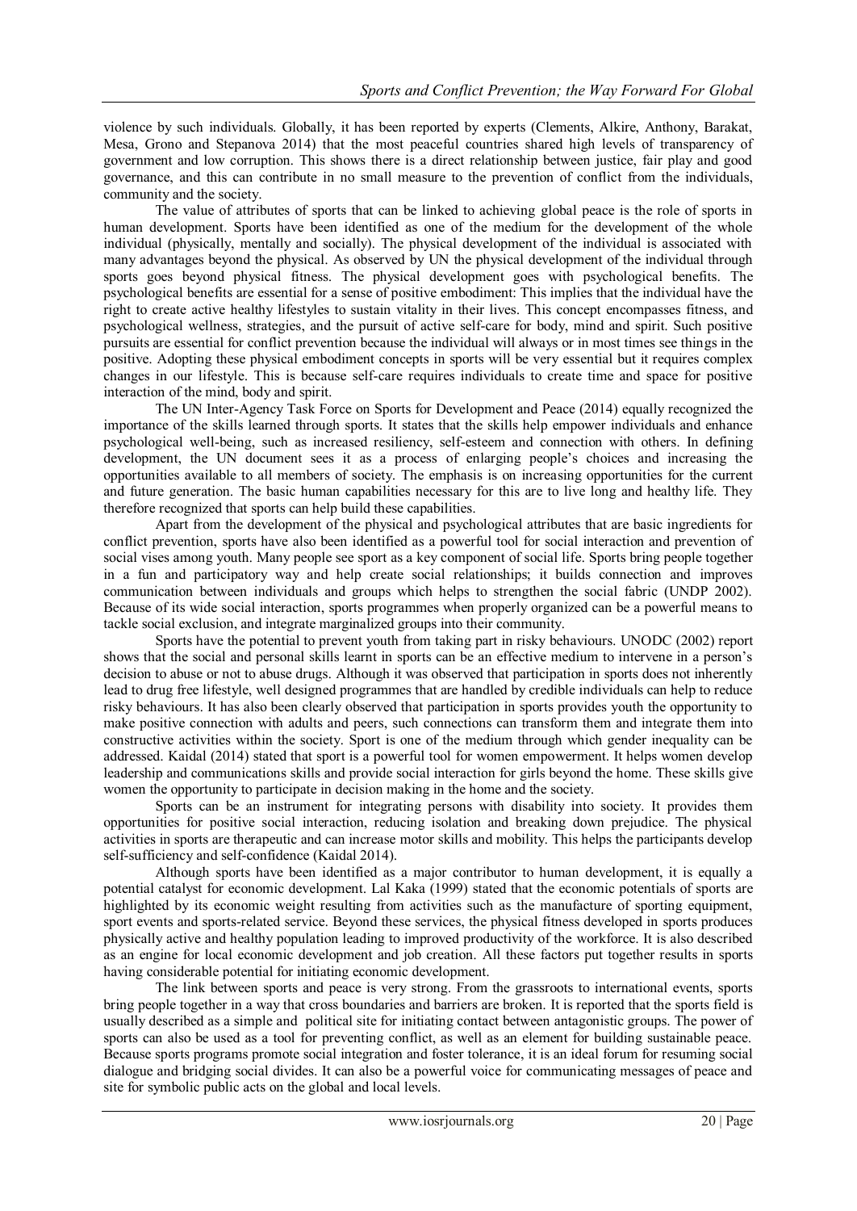violence by such individuals. Globally, it has been reported by experts (Clements, Alkire, Anthony, Barakat, Mesa, Grono and Stepanova 2014) that the most peaceful countries shared high levels of transparency of government and low corruption. This shows there is a direct relationship between justice, fair play and good governance, and this can contribute in no small measure to the prevention of conflict from the individuals, community and the society.

The value of attributes of sports that can be linked to achieving global peace is the role of sports in human development. Sports have been identified as one of the medium for the development of the whole individual (physically, mentally and socially). The physical development of the individual is associated with many advantages beyond the physical. As observed by UN the physical development of the individual through sports goes beyond physical fitness. The physical development goes with psychological benefits. The psychological benefits are essential for a sense of positive embodiment: This implies that the individual have the right to create active healthy lifestyles to sustain vitality in their lives. This concept encompasses fitness, and psychological wellness, strategies, and the pursuit of active self-care for body, mind and spirit. Such positive pursuits are essential for conflict prevention because the individual will always or in most times see things in the positive. Adopting these physical embodiment concepts in sports will be very essential but it requires complex changes in our lifestyle. This is because self-care requires individuals to create time and space for positive interaction of the mind, body and spirit.

The UN Inter-Agency Task Force on Sports for Development and Peace (2014) equally recognized the importance of the skills learned through sports. It states that the skills help empower individuals and enhance psychological well-being, such as increased resiliency, self-esteem and connection with others. In defining development, the UN document sees it as a process of enlarging people's choices and increasing the opportunities available to all members of society. The emphasis is on increasing opportunities for the current and future generation. The basic human capabilities necessary for this are to live long and healthy life. They therefore recognized that sports can help build these capabilities.

Apart from the development of the physical and psychological attributes that are basic ingredients for conflict prevention, sports have also been identified as a powerful tool for social interaction and prevention of social vises among youth. Many people see sport as a key component of social life. Sports bring people together in a fun and participatory way and help create social relationships; it builds connection and improves communication between individuals and groups which helps to strengthen the social fabric (UNDP 2002). Because of its wide social interaction, sports programmes when properly organized can be a powerful means to tackle social exclusion, and integrate marginalized groups into their community.

Sports have the potential to prevent youth from taking part in risky behaviours. UNODC (2002) report shows that the social and personal skills learnt in sports can be an effective medium to intervene in a person's decision to abuse or not to abuse drugs. Although it was observed that participation in sports does not inherently lead to drug free lifestyle, well designed programmes that are handled by credible individuals can help to reduce risky behaviours. It has also been clearly observed that participation in sports provides youth the opportunity to make positive connection with adults and peers, such connections can transform them and integrate them into constructive activities within the society. Sport is one of the medium through which gender inequality can be addressed. Kaidal (2014) stated that sport is a powerful tool for women empowerment. It helps women develop leadership and communications skills and provide social interaction for girls beyond the home. These skills give women the opportunity to participate in decision making in the home and the society.

Sports can be an instrument for integrating persons with disability into society. It provides them opportunities for positive social interaction, reducing isolation and breaking down prejudice. The physical activities in sports are therapeutic and can increase motor skills and mobility. This helps the participants develop self-sufficiency and self-confidence (Kaidal 2014).

Although sports have been identified as a major contributor to human development, it is equally a potential catalyst for economic development. Lal Kaka (1999) stated that the economic potentials of sports are highlighted by its economic weight resulting from activities such as the manufacture of sporting equipment, sport events and sports-related service. Beyond these services, the physical fitness developed in sports produces physically active and healthy population leading to improved productivity of the workforce. It is also described as an engine for local economic development and job creation. All these factors put together results in sports having considerable potential for initiating economic development.

The link between sports and peace is very strong. From the grassroots to international events, sports bring people together in a way that cross boundaries and barriers are broken. It is reported that the sports field is usually described as a simple and political site for initiating contact between antagonistic groups. The power of sports can also be used as a tool for preventing conflict, as well as an element for building sustainable peace. Because sports programs promote social integration and foster tolerance, it is an ideal forum for resuming social dialogue and bridging social divides. It can also be a powerful voice for communicating messages of peace and site for symbolic public acts on the global and local levels.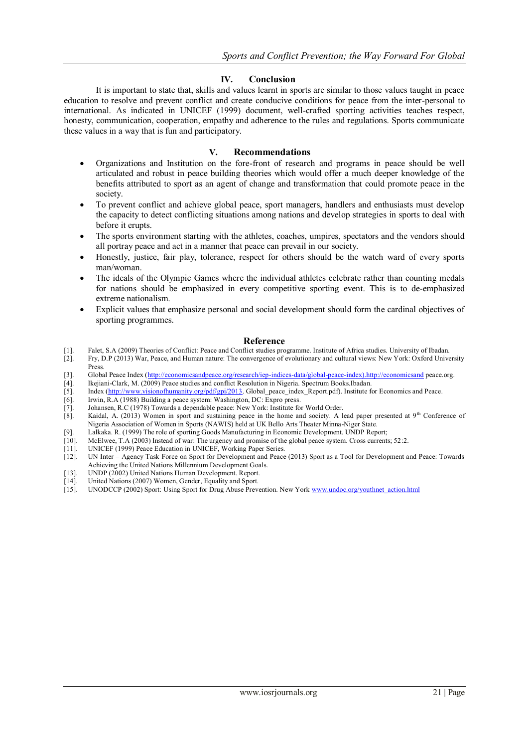## IV. Conclusion

It is important to state that, skills and values learnt in sports are similar to those values taught in peace education to resolve and prevent conflict and create conducive conditions for peace from the inter-personal to international. As indicated in UNICEF (1999) document, well-crafted sporting activities teaches respect, honesty, communication, cooperation, empathy and adherence to the rules and regulations. Sports communicate these values in a way that is fun and participatory.

## V. Recommendations

- Organizations and Institution on the fore-front of research and programs in peace should be well articulated and robust in peace building theories which would offer a much deeper knowledge of the benefits attributed to sport as an agent of change and transformation that could promote peace in the society.
- To prevent conflict and achieve global peace, sport managers, handlers and enthusiasts must develop the capacity to detect conflicting situations among nations and develop strategies in sports to deal with before it erupts.
- The sports environment starting with the athletes, coaches, umpires, spectators and the vendors should all portray peace and act in a manner that peace can prevail in our society.
- Honestly, justice, fair play, tolerance, respect for others should be the watch ward of every sports man/woman.
- The ideals of the Olympic Games where the individual athletes celebrate rather than counting medals for nations should be emphasized in every competitive sporting event. This is to de-emphasized extreme nationalism.
- Explicit values that emphasize personal and social development should form the cardinal objectives of sporting programmes.

## Reference

[1]. Falet, S.A (2009) Theories of Conflict: Peace and Conflict studies programme. Institute of Africa studies. University of Ibadan.

[2]. Fry, D.P (2013) War, Peace, and Human nature: The convergence of evolutionary and cultural views: New York: Oxford University Press.

[3]. Global Peace Index (http://economicsandpeace.org/research/iep-indices-data/global-peace-index).http://economicsand peace.org.

[4]. Ikejiani-Clark, M. (2009) Peace studies and conflict Resolution in Nigeria. Spectrum Books.Ibadan.

[5]. Index (http://www.visionofhumanity.org/pdf/gpi/2013. Global_peace_index_Report.pdf). Institute for Economics and Peace.

[6]. Irwin, R.A (1988) Building a peace system: Washington, DC: Expro press.

[7]. Johansen, R.C (1978) Towards a dependable peace: New York: Institute for World Order.

[8]. Kaidal, A. (2013) Women in sport and sustaining peace in the home and society. A lead paper presented at 9th Conference of Nigeria Association of Women in Sports (NAWIS) held at UK Bello Arts Theater Minna-Niger State.

[9]. Lalkaka. R. (1999) The role of sporting Goods Manufacturing in Economic Development. UNDP Report;

[10]. McElwee, T.A (2003) Instead of war: The urgency and promise of the global peace system. Cross currents; 52:2.

[11]. UNICEF (1999) Peace Education in UNICEF, Working Paper Series.

[12]. UN Inter – Agency Task Force on Sport for Development and Peace (2013) Sport as a Tool for Development and Peace: Towards Achieving the United Nations Millennium Development Goals.

[13]. UNDP (2002) United Nations Human Development. Report.

[14]. United Nations (2007) Women, Gender, Equality and Sport.

[15]. UNODCCP (2002) Sport: Using Sport for Drug Abuse Prevention. New York www.undoc.org/youthnet_action.html